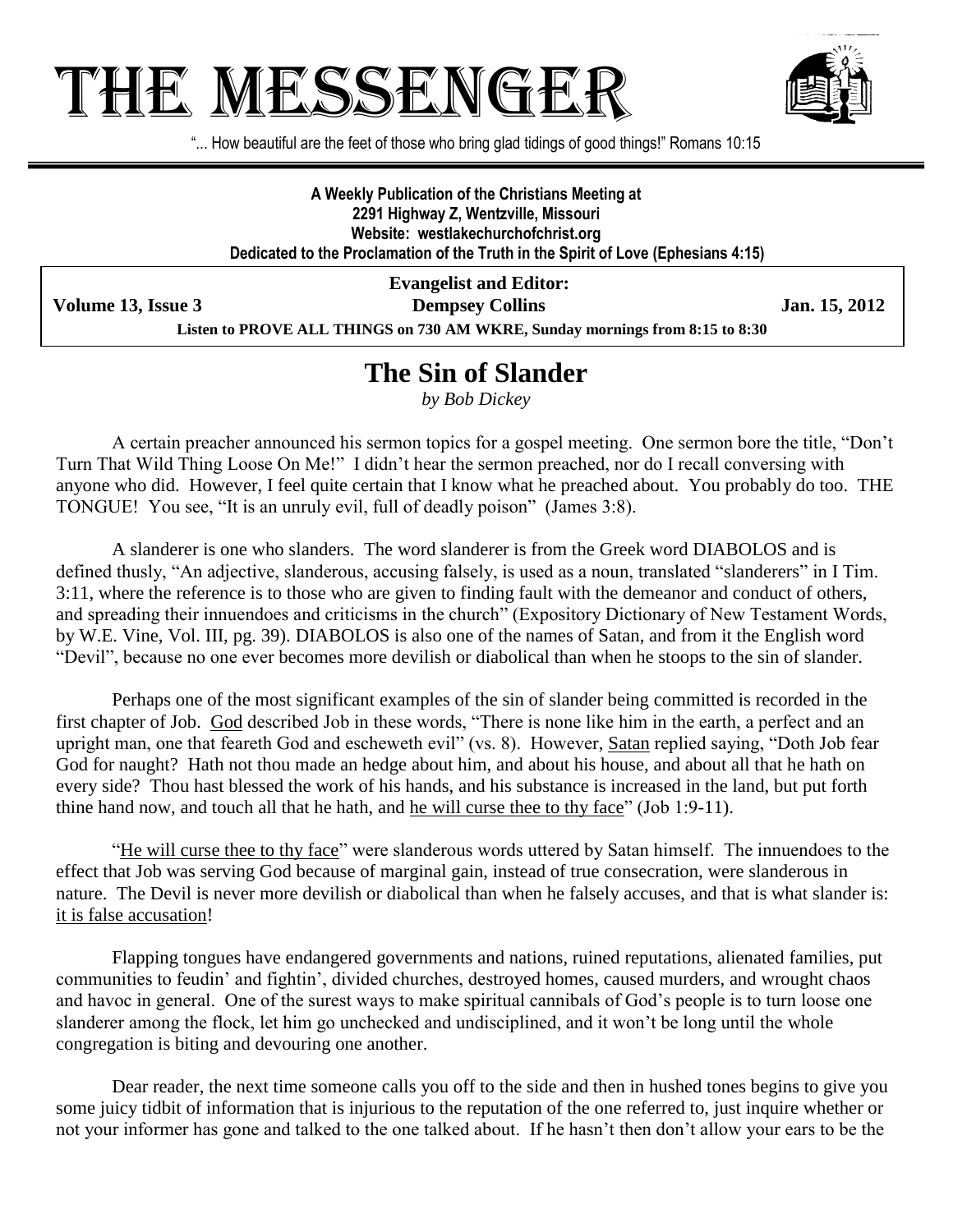# THE MESSENGER

"... How beautiful are the feet of those who bring glad tidings of good things!" Romans 10:15

**A Weekly Publication of the Christians Meeting at**
**2291 Highway Z, Wentzville, Missouri**
**Website: westlakechurchofchrist.org**
**Dedicated to the Proclamation of the Truth in the Spirit of Love (Ephesians 4:15)**

**Evangelist and Editor:**
**Dempsey Collins**

**Volume 13, Issue 3** — **Jan. 15, 2012**

**Listen to PROVE ALL THINGS on 730 AM WKRE, Sunday mornings from 8:15 to 8:30**

## The Sin of Slander

*by Bob Dickey*

A certain preacher announced his sermon topics for a gospel meeting. One sermon bore the title, "Don't Turn That Wild Thing Loose On Me!" I didn't hear the sermon preached, nor do I recall conversing with anyone who did. However, I feel quite certain that I know what he preached about. You probably do too. THE TONGUE! You see, "It is an unruly evil, full of deadly poison" (James 3:8).

A slanderer is one who slanders. The word slanderer is from the Greek word DIABOLOS and is defined thusly, "An adjective, slanderous, accusing falsely, is used as a noun, translated "slanderers" in I Tim. 3:11, where the reference is to those who are given to finding fault with the demeanor and conduct of others, and spreading their innuendoes and criticisms in the church" (Expository Dictionary of New Testament Words, by W.E. Vine, Vol. III, pg. 39). DIABOLOS is also one of the names of Satan, and from it the English word "Devil", because no one ever becomes more devilish or diabolical than when he stoops to the sin of slander.

Perhaps one of the most significant examples of the sin of slander being committed is recorded in the first chapter of Job. God described Job in these words, "There is none like him in the earth, a perfect and an upright man, one that feareth God and escheweth evil" (vs. 8). However, Satan replied saying, "Doth Job fear God for naught? Hath not thou made an hedge about him, and about his house, and about all that he hath on every side? Thou hast blessed the work of his hands, and his substance is increased in the land, but put forth thine hand now, and touch all that he hath, and he will curse thee to thy face" (Job 1:9-11).

"He will curse thee to thy face" were slanderous words uttered by Satan himself. The innuendoes to the effect that Job was serving God because of marginal gain, instead of true consecration, were slanderous in nature. The Devil is never more devilish or diabolical than when he falsely accuses, and that is what slander is: it is false accusation!

Flapping tongues have endangered governments and nations, ruined reputations, alienated families, put communities to feudin' and fightin', divided churches, destroyed homes, caused murders, and wrought chaos and havoc in general. One of the surest ways to make spiritual cannibals of God's people is to turn loose one slanderer among the flock, let him go unchecked and undisciplined, and it won't be long until the whole congregation is biting and devouring one another.

Dear reader, the next time someone calls you off to the side and then in hushed tones begins to give you some juicy tidbit of information that is injurious to the reputation of the one referred to, just inquire whether or not your informer has gone and talked to the one talked about. If he hasn't then don't allow your ears to be the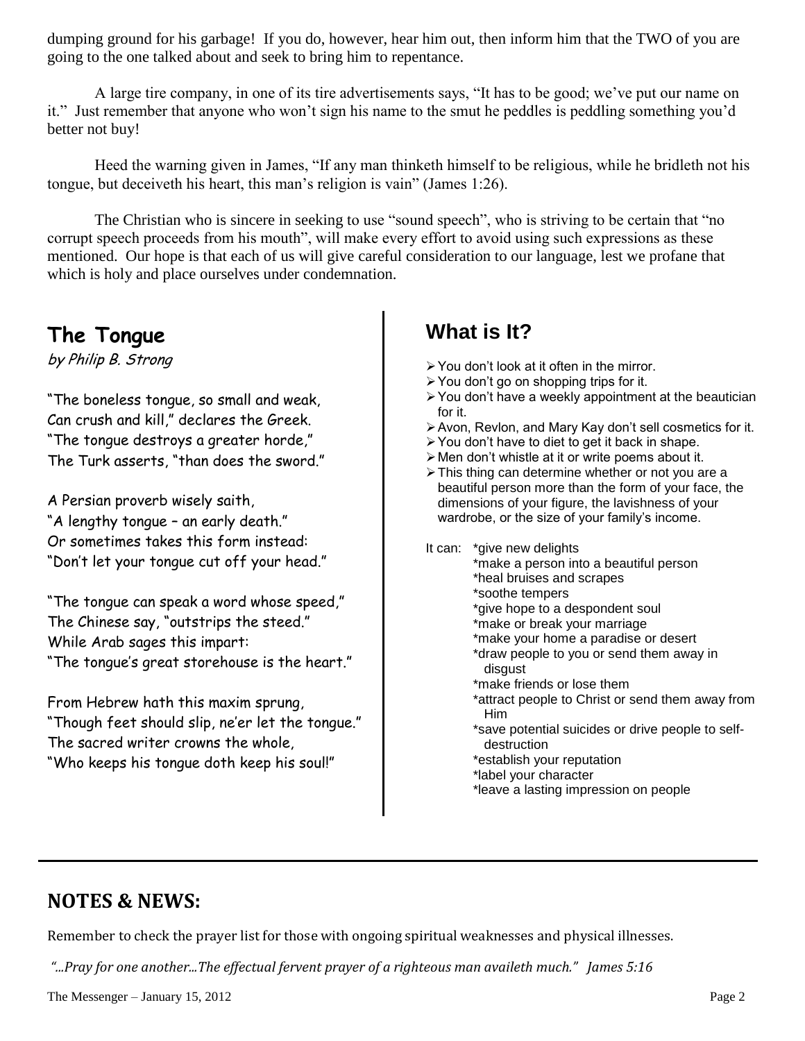dumping ground for his garbage! If you do, however, hear him out, then inform him that the TWO of you are going to the one talked about and seek to bring him to repentance.

A large tire company, in one of its tire advertisements says, "It has to be good; we've put our name on it." Just remember that anyone who won't sign his name to the smut he peddles is peddling something you'd better not buy!

Heed the warning given in James, "If any man thinketh himself to be religious, while he bridleth not his tongue, but deceiveth his heart, this man's religion is vain" (James 1:26).

The Christian who is sincere in seeking to use "sound speech", who is striving to be certain that "no corrupt speech proceeds from his mouth", will make every effort to avoid using such expressions as these mentioned. Our hope is that each of us will give careful consideration to our language, lest we profane that which is holy and place ourselves under condemnation.

## The Tongue

*by Philip B. Strong*

"The boneless tongue, so small and weak,
Can crush and kill," declares the Greek.
"The tongue destroys a greater horde,"
The Turk asserts, "than does the sword."

A Persian proverb wisely saith,
"A lengthy tongue – an early death."
Or sometimes takes this form instead:
"Don't let your tongue cut off your head."

"The tongue can speak a word whose speed,"
The Chinese say, "outstrips the steed."
While Arab sages this impart:
"The tongue's great storehouse is the heart."

From Hebrew hath this maxim sprung,
"Though feet should slip, ne'er let the tongue."
The sacred writer crowns the whole,
"Who keeps his tongue doth keep his soul!"

## What is It?

- You don't look at it often in the mirror.
- You don't go on shopping trips for it.
- You don't have a weekly appointment at the beautician for it.
- Avon, Revlon, and Mary Kay don't sell cosmetics for it.
- You don't have to diet to get it back in shape.
- Men don't whistle at it or write poems about it.
- This thing can determine whether or not you are a beautiful person more than the form of your face, the dimensions of your figure, the lavishness of your wardrobe, or the size of your family's income.

It can:
*give new delights
*make a person into a beautiful person
*heal bruises and scrapes
*soothe tempers
*give hope to a despondent soul
*make or break your marriage
*make your home a paradise or desert
*draw people to you or send them away in disgust
*make friends or lose them
*attract people to Christ or send them away from Him
*save potential suicides or drive people to self-destruction
*establish your reputation
*label your character
*leave a lasting impression on people

## NOTES & NEWS:

Remember to check the prayer list for those with ongoing spiritual weaknesses and physical illnesses.

*"…Pray for one another…The effectual fervent prayer of a righteous man availeth much." James 5:16*